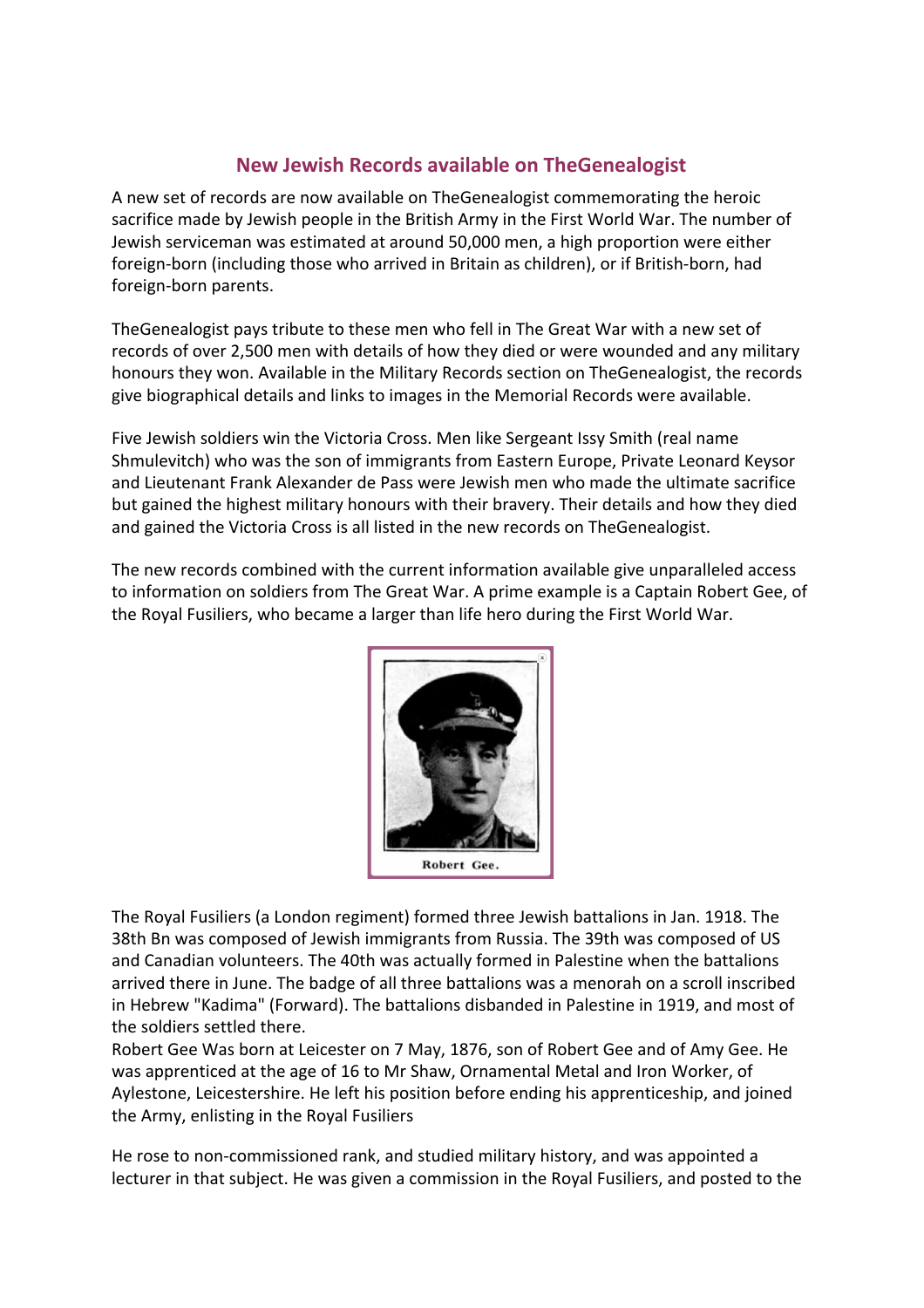## New Jewish Records available on TheGenealogist

A new set of records are now available on TheGenealogist commemorating the heroic sacrifice made by Jewish people in the British Army in the First World War. The number of Jewish serviceman was estimated at around 50,000 men, a high proportion were either foreign-born (including those who arrived in Britain as children), or if British-born, had foreign-born parents.

TheGenealogist pays tribute to these men who fell in The Great War with a new set of records of over 2,500 men with details of how they died or were wounded and any military honours they won. Available in the Military Records section on TheGenealogist, the records give biographical details and links to images in the Memorial Records were available.

Five Jewish soldiers win the Victoria Cross. Men like Sergeant Issy Smith (real name Shmulevitch) who was the son of immigrants from Eastern Europe, Private Leonard Keysor and Lieutenant Frank Alexander de Pass were Jewish men who made the ultimate sacrifice but gained the highest military honours with their bravery. Their details and how they died and gained the Victoria Cross is all listed in the new records on TheGenealogist.

The new records combined with the current information available give unparalleled access to information on soldiers from The Great War. A prime example is a Captain Robert Gee, of the Royal Fusiliers, who became a larger than life hero during the First World War.

Robert Gee.

The Royal Fusiliers (a London regiment) formed three Jewish battalions in Jan. 1918. The 38th Bn was composed of Jewish immigrants from Russia. The 39th was composed of US and Canadian volunteers. The 40th was actually formed in Palestine when the battalions arrived there in June. The badge of all three battalions was a menorah on a scroll inscribed in Hebrew "Kadima" (Forward). The battalions disbanded in Palestine in 1919, and most of the soldiers settled there.

Robert Gee Was born at Leicester on 7 May, 1876, son of Robert Gee and of Amy Gee. He was apprenticed at the age of 16 to Mr Shaw, Ornamental Metal and Iron Worker, of Aylestone, Leicestershire. He left his position before ending his apprenticeship, and joined the Army, enlisting in the Royal Fusiliers

He rose to non-commissioned rank, and studied military history, and was appointed a lecturer in that subject. He was given a commission in the Royal Fusiliers, and posted to the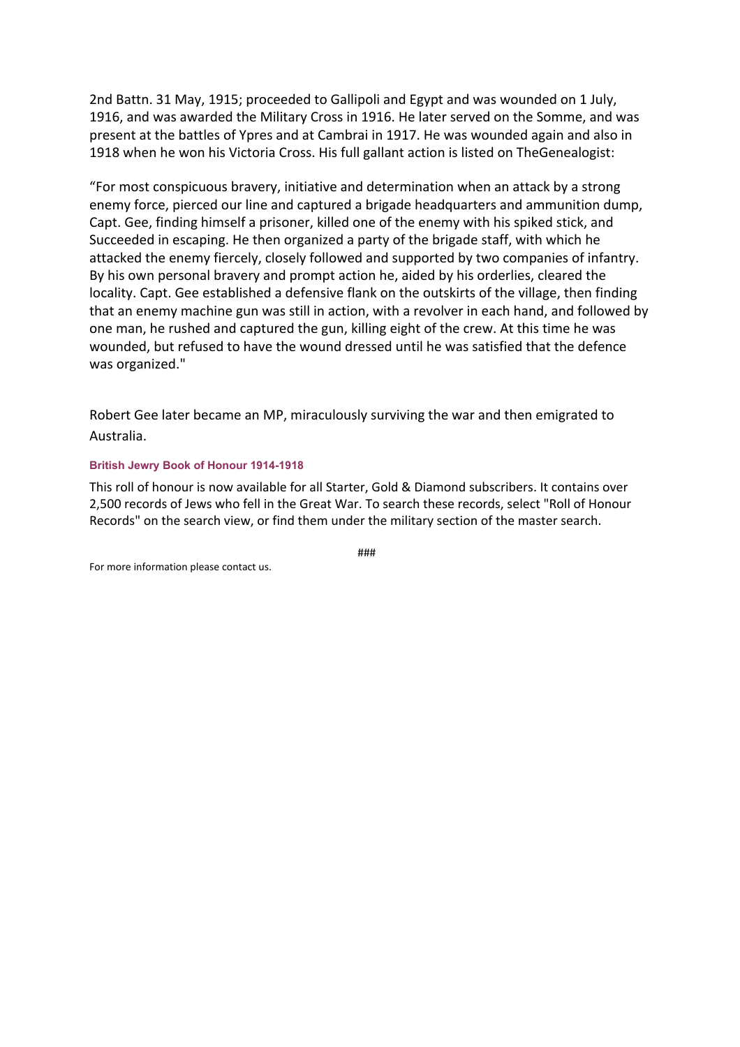2nd Battn. 31 May, 1915; proceeded to Gallipoli and Egypt and was wounded on 1 July, 1916, and was awarded the Military Cross in 1916. He later served on the Somme, and was present at the battles of Ypres and at Cambrai in 1917. He was wounded again and also in 1918 when he won his Victoria Cross. His full gallant action is listed on TheGenealogist:

"For most conspicuous bravery, initiative and determination when an attack by a strong enemy force, pierced our line and captured a brigade headquarters and ammunition dump, Capt. Gee, finding himself a prisoner, killed one of the enemy with his spiked stick, and Succeeded in escaping. He then organized a party of the brigade staff, with which he attacked the enemy fiercely, closely followed and supported by two companies of infantry. By his own personal bravery and prompt action he, aided by his orderlies, cleared the locality. Capt. Gee established a defensive flank on the outskirts of the village, then finding that an enemy machine gun was still in action, with a revolver in each hand, and followed by one man, he rushed and captured the gun, killing eight of the crew. At this time he was wounded, but refused to have the wound dressed until he was satisfied that the defence was organized."

Robert Gee later became an MP, miraculously surviving the war and then emigrated to Australia.

**British Jewry Book of Honour 1914-1918**

This roll of honour is now available for all Starter, Gold & Diamond subscribers. It contains over 2,500 records of Jews who fell in the Great War. To search these records, select "Roll of Honour Records" on the search view, or find them under the military section of the master search.

###

For more information please contact us.